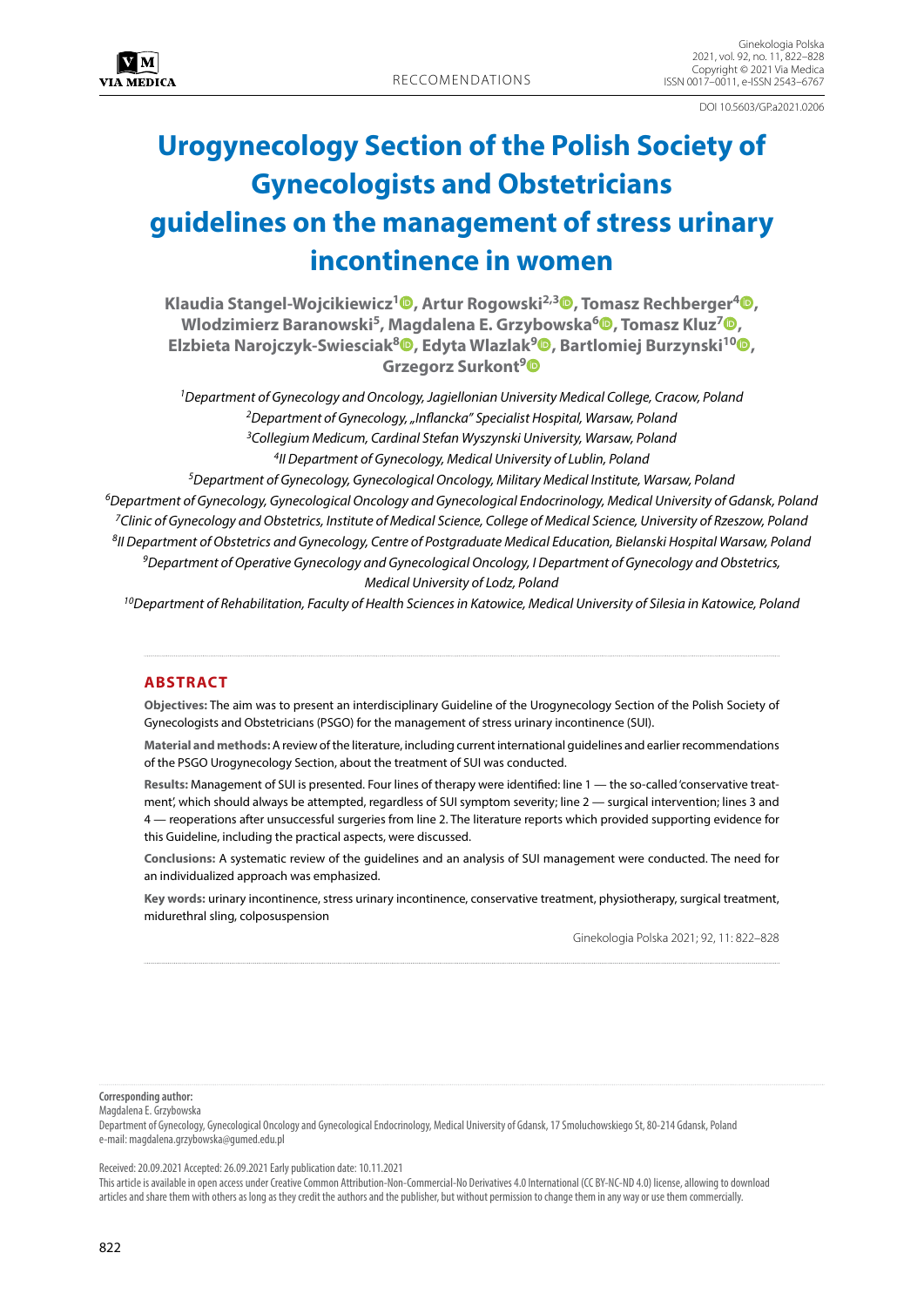RECCOMENDATIONS

DOI 10.5603/GP.a2021.0206

# Urogynecology Section of the Polish Society of Gynecologists and Obstetricians guidelines on the management of stress urinary incontinence in women

**Klaudia Stangel-Wojcikiewicz[1], Artur Rogowski[2,3], Tomasz Rechberger[4], Wlodzimierz Baranowski[5], Magdalena E. Grzybowska[6], Tomasz Kluz[7], Elzbieta Narojczyk-Swiesciak[8], Edyta Wlazlak[9], Bartlomiej Burzynski[10], Grzegorz Surkont[9]**

*[1]Department of Gynecology and Oncology, Jagiellonian University Medical College, Cracow, Poland*
*[2]Department of Gynecology, „Inflancka" Specialist Hospital, Warsaw, Poland*
*[3]Collegium Medicum, Cardinal Stefan Wyszynski University, Warsaw, Poland*
*[4]II Department of Gynecology, Medical University of Lublin, Poland*
*[5]Department of Gynecology, Gynecological Oncology, Military Medical Institute, Warsaw, Poland*
*[6]Department of Gynecology, Gynecological Oncology and Gynecological Endocrinology, Medical University of Gdansk, Poland*
*[7]Clinic of Gynecology and Obstetrics, Institute of Medical Science, College of Medical Science, University of Rzeszow, Poland*
*[8]II Department of Obstetrics and Gynecology, Centre of Postgraduate Medical Education, Bielanski Hospital Warsaw, Poland*
*[9]Department of Operative Gynecology and Gynecological Oncology, I Department of Gynecology and Obstetrics, Medical University of Lodz, Poland*
*[10]Department of Rehabilitation, Faculty of Health Sciences in Katowice, Medical University of Silesia in Katowice, Poland*

## ABSTRACT

**Objectives:** The aim was to present an interdisciplinary Guideline of the Urogynecology Section of the Polish Society of Gynecologists and Obstetricians (PSGO) for the management of stress urinary incontinence (SUI).

**Material and methods:** A review of the literature, including current international guidelines and earlier recommendations of the PSGO Urogynecology Section, about the treatment of SUI was conducted.

**Results:** Management of SUI is presented. Four lines of therapy were identified: line 1 — the so-called 'conservative treatment', which should always be attempted, regardless of SUI symptom severity; line 2 — surgical intervention; lines 3 and 4 — reoperations after unsuccessful surgeries from line 2. The literature reports which provided supporting evidence for this Guideline, including the practical aspects, were discussed.

**Conclusions:** A systematic review of the guidelines and an analysis of SUI management were conducted. The need for an individualized approach was emphasized.

**Key words:** urinary incontinence, stress urinary incontinence, conservative treatment, physiotherapy, surgical treatment, midurethral sling, colposuspension

Ginekologia Polska 2021; 92, 11: 822–828

**Corresponding author:**
Magdalena E. Grzybowska
Department of Gynecology, Gynecological Oncology and Gynecological Endocrinology, Medical University of Gdansk, 17 Smoluchowskiego St, 80-214 Gdansk, Poland
e-mail: magdalena.grzybowska@gumed.edu.pl

Received: 20.09.2021 Accepted: 26.09.2021 Early publication date: 10.11.2021

This article is available in open access under Creative Common Attribution-Non-Commercial-No Derivatives 4.0 International (CC BY-NC-ND 4.0) license, allowing to download articles and share them with others as long as they credit the authors and the publisher, but without permission to change them in any way or use them commercially.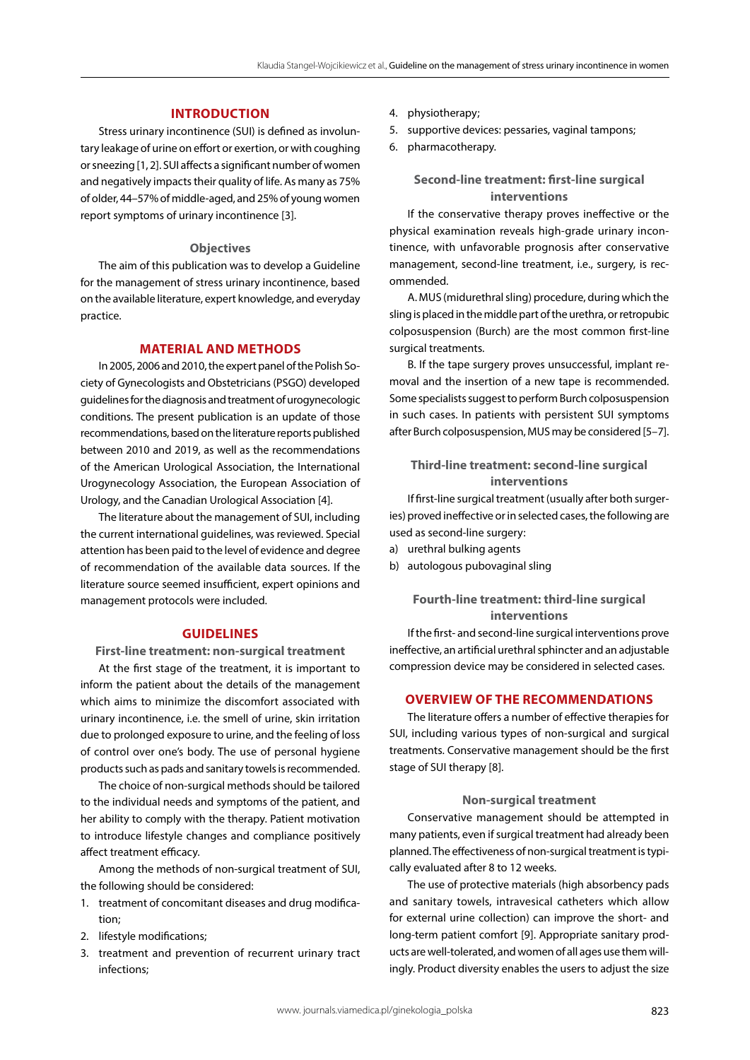## INTRODUCTION

Stress urinary incontinence (SUI) is defined as involuntary leakage of urine on effort or exertion, or with coughing or sneezing [1, 2]. SUI affects a significant number of women and negatively impacts their quality of life. As many as 75% of older, 44–57% of middle-aged, and 25% of young women report symptoms of urinary incontinence [3].

### Objectives

The aim of this publication was to develop a Guideline for the management of stress urinary incontinence, based on the available literature, expert knowledge, and everyday practice.

## MATERIAL AND METHODS

In 2005, 2006 and 2010, the expert panel of the Polish Society of Gynecologists and Obstetricians (PSGO) developed guidelines for the diagnosis and treatment of urogynecologic conditions. The present publication is an update of those recommendations, based on the literature reports published between 2010 and 2019, as well as the recommendations of the American Urological Association, the International Urogynecology Association, the European Association of Urology, and the Canadian Urological Association [4].

The literature about the management of SUI, including the current international guidelines, was reviewed. Special attention has been paid to the level of evidence and degree of recommendation of the available data sources. If the literature source seemed insufficient, expert opinions and management protocols were included.

## GUIDELINES

### First-line treatment: non-surgical treatment

At the first stage of the treatment, it is important to inform the patient about the details of the management which aims to minimize the discomfort associated with urinary incontinence, i.e. the smell of urine, skin irritation due to prolonged exposure to urine, and the feeling of loss of control over one's body. The use of personal hygiene products such as pads and sanitary towels is recommended.

The choice of non-surgical methods should be tailored to the individual needs and symptoms of the patient, and her ability to comply with the therapy. Patient motivation to introduce lifestyle changes and compliance positively affect treatment efficacy.

Among the methods of non-surgical treatment of SUI, the following should be considered:

1. treatment of concomitant diseases and drug modification;
2. lifestyle modifications;
3. treatment and prevention of recurrent urinary tract infections;
4. physiotherapy;
5. supportive devices: pessaries, vaginal tampons;
6. pharmacotherapy.

### Second-line treatment: first-line surgical interventions

If the conservative therapy proves ineffective or the physical examination reveals high-grade urinary incontinence, with unfavorable prognosis after conservative management, second-line treatment, i.e., surgery, is recommended.

A. MUS (midurethral sling) procedure, during which the sling is placed in the middle part of the urethra, or retropubic colposuspension (Burch) are the most common first-line surgical treatments.

B. If the tape surgery proves unsuccessful, implant removal and the insertion of a new tape is recommended. Some specialists suggest to perform Burch colposuspension in such cases. In patients with persistent SUI symptoms after Burch colposuspension, MUS may be considered [5–7].

### Third-line treatment: second-line surgical interventions

If first-line surgical treatment (usually after both surgeries) proved ineffective or in selected cases, the following are used as second-line surgery:

a) urethral bulking agents
b) autologous pubovaginal sling

### Fourth-line treatment: third-line surgical interventions

If the first- and second-line surgical interventions prove ineffective, an artificial urethral sphincter and an adjustable compression device may be considered in selected cases.

## OVERVIEW OF THE RECOMMENDATIONS

The literature offers a number of effective therapies for SUI, including various types of non-surgical and surgical treatments. Conservative management should be the first stage of SUI therapy [8].

### Non-surgical treatment

Conservative management should be attempted in many patients, even if surgical treatment had already been planned. The effectiveness of non-surgical treatment is typically evaluated after 8 to 12 weeks.

The use of protective materials (high absorbency pads and sanitary towels, intravesical catheters which allow for external urine collection) can improve the short- and long-term patient comfort [9]. Appropriate sanitary products are well-tolerated, and women of all ages use them willingly. Product diversity enables the users to adjust the size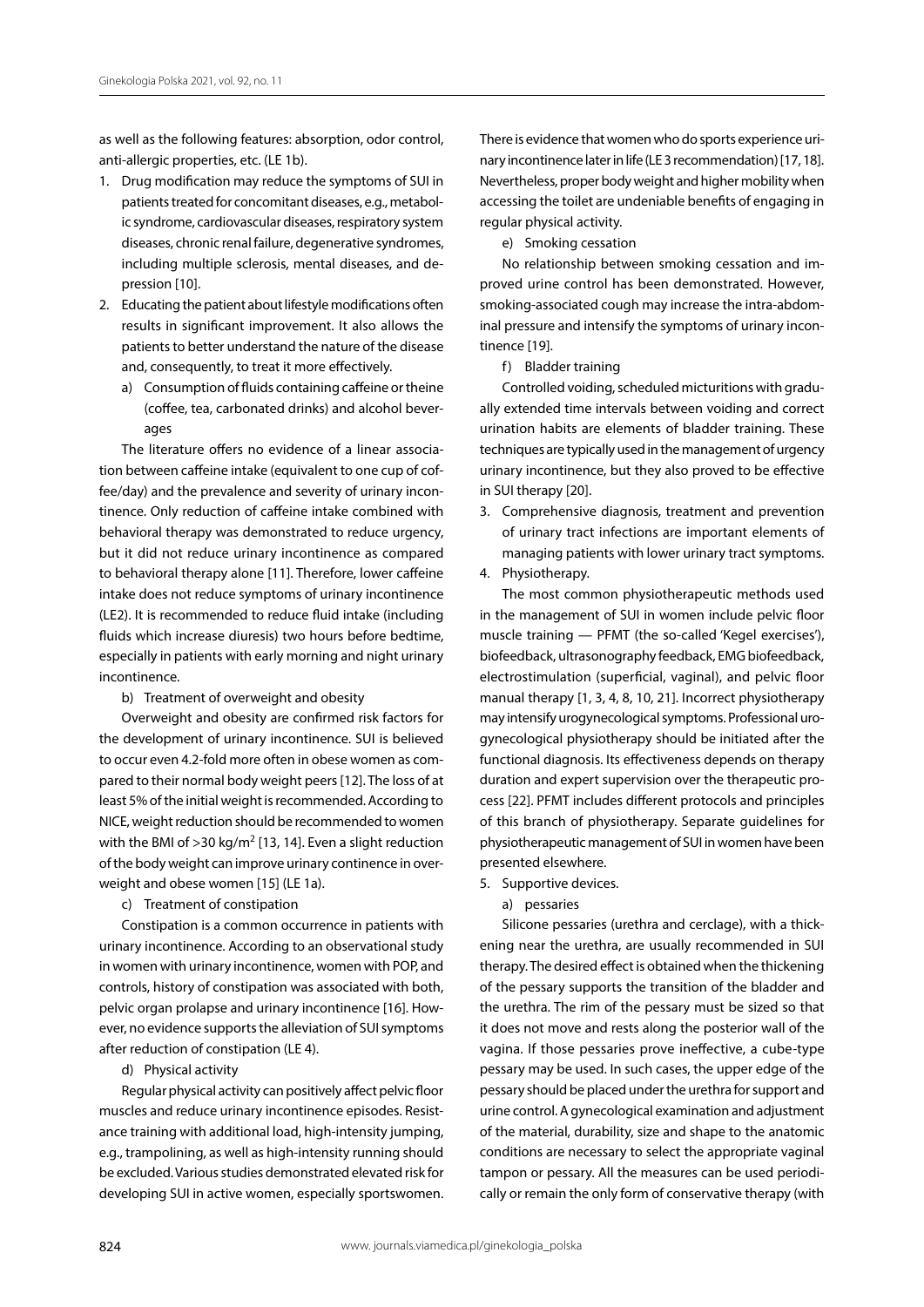as well as the following features: absorption, odor control, anti-allergic properties, etc. (LE 1b).

1. Drug modification may reduce the symptoms of SUI in patients treated for concomitant diseases, e.g., metabolic syndrome, cardiovascular diseases, respiratory system diseases, chronic renal failure, degenerative syndromes, including multiple sclerosis, mental diseases, and depression [10].
2. Educating the patient about lifestyle modifications often results in significant improvement. It also allows the patients to better understand the nature of the disease and, consequently, to treat it more effectively.
   a) Consumption of fluids containing caffeine or theine (coffee, tea, carbonated drinks) and alcohol beverages

The literature offers no evidence of a linear association between caffeine intake (equivalent to one cup of coffee/day) and the prevalence and severity of urinary incontinence. Only reduction of caffeine intake combined with behavioral therapy was demonstrated to reduce urgency, but it did not reduce urinary incontinence as compared to behavioral therapy alone [11]. Therefore, lower caffeine intake does not reduce symptoms of urinary incontinence (LE2). It is recommended to reduce fluid intake (including fluids which increase diuresis) two hours before bedtime, especially in patients with early morning and night urinary incontinence.

   b) Treatment of overweight and obesity

Overweight and obesity are confirmed risk factors for the development of urinary incontinence. SUI is believed to occur even 4.2-fold more often in obese women as compared to their normal body weight peers [12]. The loss of at least 5% of the initial weight is recommended. According to NICE, weight reduction should be recommended to women with the BMI of >30 kg/m$^2$ [13, 14]. Even a slight reduction of the body weight can improve urinary continence in overweight and obese women [15] (LE 1a).

   c) Treatment of constipation

Constipation is a common occurrence in patients with urinary incontinence. According to an observational study in women with urinary incontinence, women with POP, and controls, history of constipation was associated with both, pelvic organ prolapse and urinary incontinence [16]. However, no evidence supports the alleviation of SUI symptoms after reduction of constipation (LE 4).

   d) Physical activity

Regular physical activity can positively affect pelvic floor muscles and reduce urinary incontinence episodes. Resistance training with additional load, high-intensity jumping, e.g., trampolining, as well as high-intensity running should be excluded. Various studies demonstrated elevated risk for developing SUI in active women, especially sportswomen. There is evidence that women who do sports experience urinary incontinence later in life (LE 3 recommendation) [17, 18]. Nevertheless, proper body weight and higher mobility when accessing the toilet are undeniable benefits of engaging in regular physical activity.

   e) Smoking cessation

No relationship between smoking cessation and improved urine control has been demonstrated. However, smoking-associated cough may increase the intra-abdominal pressure and intensify the symptoms of urinary incontinence [19].

   f) Bladder training

Controlled voiding, scheduled micturitions with gradually extended time intervals between voiding and correct urination habits are elements of bladder training. These techniques are typically used in the management of urgency urinary incontinence, but they also proved to be effective in SUI therapy [20].

3. Comprehensive diagnosis, treatment and prevention of urinary tract infections are important elements of managing patients with lower urinary tract symptoms.
4. Physiotherapy.

The most common physiotherapeutic methods used in the management of SUI in women include pelvic floor muscle training — PFMT (the so-called 'Kegel exercises'), biofeedback, ultrasonography feedback, EMG biofeedback, electrostimulation (superficial, vaginal), and pelvic floor manual therapy [1, 3, 4, 8, 10, 21]. Incorrect physiotherapy may intensify urogynecological symptoms. Professional urogynecological physiotherapy should be initiated after the functional diagnosis. Its effectiveness depends on therapy duration and expert supervision over the therapeutic process [22]. PFMT includes different protocols and principles of this branch of physiotherapy. Separate guidelines for physiotherapeutic management of SUI in women have been presented elsewhere.

5. Supportive devices.
   a) pessaries

Silicone pessaries (urethra and cerclage), with a thickening near the urethra, are usually recommended in SUI therapy. The desired effect is obtained when the thickening of the pessary supports the transition of the bladder and the urethra. The rim of the pessary must be sized so that it does not move and rests along the posterior wall of the vagina. If those pessaries prove ineffective, a cube-type pessary may be used. In such cases, the upper edge of the pessary should be placed under the urethra for support and urine control. A gynecological examination and adjustment of the material, durability, size and shape to the anatomic conditions are necessary to select the appropriate vaginal tampon or pessary. All the measures can be used periodically or remain the only form of conservative therapy (with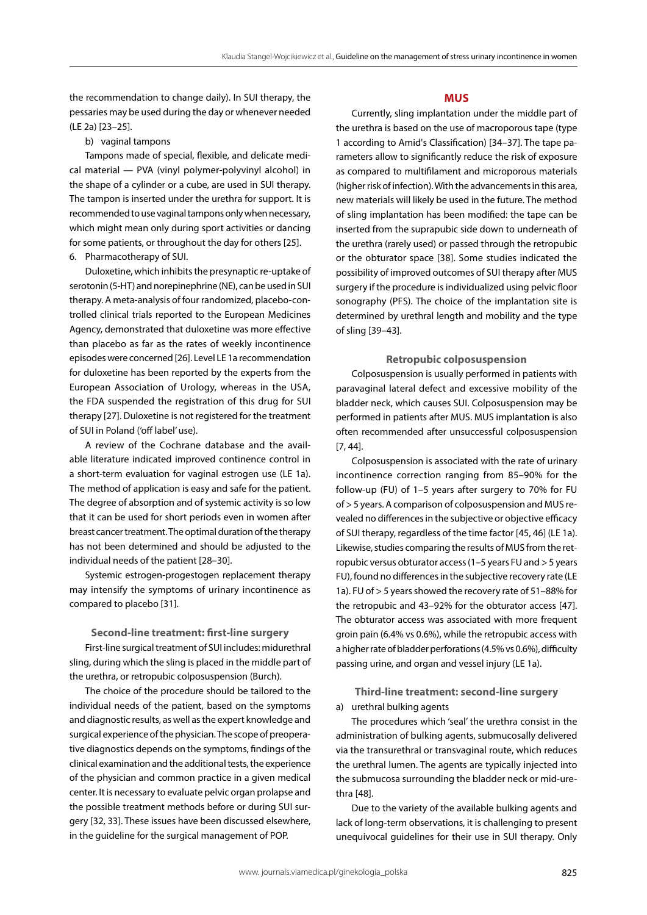the recommendation to change daily). In SUI therapy, the pessaries may be used during the day or whenever needed (LE 2a) [23–25].

b) vaginal tampons

Tampons made of special, flexible, and delicate medical material — PVA (vinyl polymer-polyvinyl alcohol) in the shape of a cylinder or a cube, are used in SUI therapy. The tampon is inserted under the urethra for support. It is recommended to use vaginal tampons only when necessary, which might mean only during sport activities or dancing for some patients, or throughout the day for others [25].

6. Pharmacotherapy of SUI.

Duloxetine, which inhibits the presynaptic re-uptake of serotonin (5-HT) and norepinephrine (NE), can be used in SUI therapy. A meta-analysis of four randomized, placebo-controlled clinical trials reported to the European Medicines Agency, demonstrated that duloxetine was more effective than placebo as far as the rates of weekly incontinence episodes were concerned [26]. Level LE 1a recommendation for duloxetine has been reported by the experts from the European Association of Urology, whereas in the USA, the FDA suspended the registration of this drug for SUI therapy [27]. Duloxetine is not registered for the treatment of SUI in Poland ('off label' use).

A review of the Cochrane database and the available literature indicated improved continence control in a short-term evaluation for vaginal estrogen use (LE 1a). The method of application is easy and safe for the patient. The degree of absorption and of systemic activity is so low that it can be used for short periods even in women after breast cancer treatment. The optimal duration of the therapy has not been determined and should be adjusted to the individual needs of the patient [28–30].

Systemic estrogen-progestogen replacement therapy may intensify the symptoms of urinary incontinence as compared to placebo [31].

### Second-line treatment: first-line surgery

First-line surgical treatment of SUI includes: midurethral sling, during which the sling is placed in the middle part of the urethra, or retropubic colposuspension (Burch).

The choice of the procedure should be tailored to the individual needs of the patient, based on the symptoms and diagnostic results, as well as the expert knowledge and surgical experience of the physician. The scope of preoperative diagnostics depends on the symptoms, findings of the clinical examination and the additional tests, the experience of the physician and common practice in a given medical center. It is necessary to evaluate pelvic organ prolapse and the possible treatment methods before or during SUI surgery [32, 33]. These issues have been discussed elsewhere, in the guideline for the surgical management of POP.

### MUS

Currently, sling implantation under the middle part of the urethra is based on the use of macroporous tape (type 1 according to Amid's Classification) [34–37]. The tape parameters allow to significantly reduce the risk of exposure as compared to multifilament and microporous materials (higher risk of infection). With the advancements in this area, new materials will likely be used in the future. The method of sling implantation has been modified: the tape can be inserted from the suprapubic side down to underneath of the urethra (rarely used) or passed through the retropubic or the obturator space [38]. Some studies indicated the possibility of improved outcomes of SUI therapy after MUS surgery if the procedure is individualized using pelvic floor sonography (PFS). The choice of the implantation site is determined by urethral length and mobility and the type of sling [39–43].

### Retropubic colposuspension

Colposuspension is usually performed in patients with paravaginal lateral defect and excessive mobility of the bladder neck, which causes SUI. Colposuspension may be performed in patients after MUS. MUS implantation is also often recommended after unsuccessful colposuspension [7, 44].

Colposuspension is associated with the rate of urinary incontinence correction ranging from 85–90% for the follow-up (FU) of 1–5 years after surgery to 70% for FU of > 5 years. A comparison of colposuspension and MUS revealed no differences in the subjective or objective efficacy of SUI therapy, regardless of the time factor [45, 46] (LE 1a). Likewise, studies comparing the results of MUS from the retropubic versus obturator access (1–5 years FU and > 5 years FU), found no differences in the subjective recovery rate (LE 1a). FU of > 5 years showed the recovery rate of 51–88% for the retropubic and 43–92% for the obturator access [47]. The obturator access was associated with more frequent groin pain (6.4% vs 0.6%), while the retropubic access with a higher rate of bladder perforations (4.5% vs 0.6%), difficulty passing urine, and organ and vessel injury (LE 1a).

### Third-line treatment: second-line surgery

a) urethral bulking agents

The procedures which 'seal' the urethra consist in the administration of bulking agents, submucosally delivered via the transurethral or transvaginal route, which reduces the urethral lumen. The agents are typically injected into the submucosa surrounding the bladder neck or mid-urethra [48].

Due to the variety of the available bulking agents and lack of long-term observations, it is challenging to present unequivocal guidelines for their use in SUI therapy. Only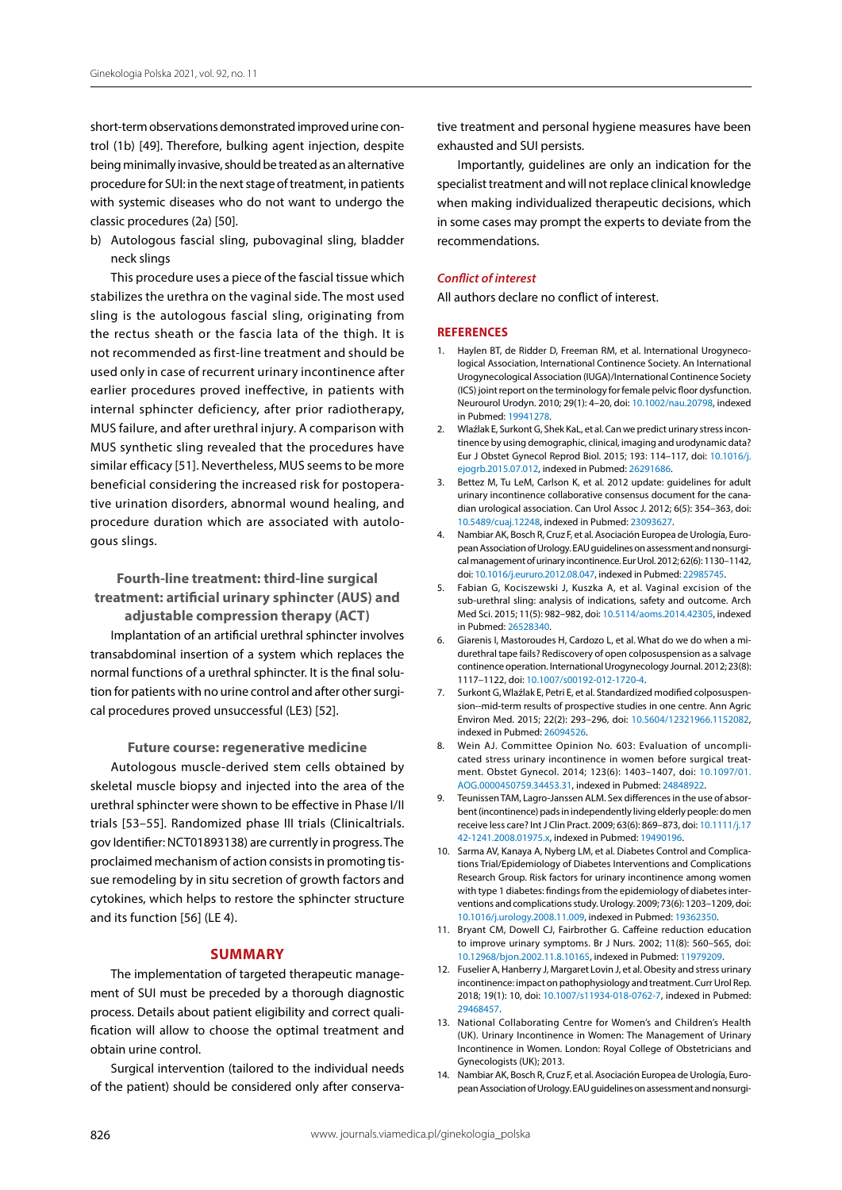short-term observations demonstrated improved urine control (1b) [49]. Therefore, bulking agent injection, despite being minimally invasive, should be treated as an alternative procedure for SUI: in the next stage of treatment, in patients with systemic diseases who do not want to undergo the classic procedures (2a) [50].

b) Autologous fascial sling, pubovaginal sling, bladder neck slings

This procedure uses a piece of the fascial tissue which stabilizes the urethra on the vaginal side. The most used sling is the autologous fascial sling, originating from the rectus sheath or the fascia lata of the thigh. It is not recommended as first-line treatment and should be used only in case of recurrent urinary incontinence after earlier procedures proved ineffective, in patients with internal sphincter deficiency, after prior radiotherapy, MUS failure, and after urethral injury. A comparison with MUS synthetic sling revealed that the procedures have similar efficacy [51]. Nevertheless, MUS seems to be more beneficial considering the increased risk for postoperative urination disorders, abnormal wound healing, and procedure duration which are associated with autologous slings.

### Fourth-line treatment: third-line surgical treatment: artificial urinary sphincter (AUS) and adjustable compression therapy (ACT)

Implantation of an artificial urethral sphincter involves transabdominal insertion of a system which replaces the normal functions of a urethral sphincter. It is the final solution for patients with no urine control and after other surgical procedures proved unsuccessful (LE3) [52].

### Future course: regenerative medicine

Autologous muscle-derived stem cells obtained by skeletal muscle biopsy and injected into the area of the urethral sphincter were shown to be effective in Phase I/II trials [53–55]. Randomized phase III trials (Clinicaltrials.gov Identifier: NCT01893138) are currently in progress. The proclaimed mechanism of action consists in promoting tissue remodeling by in situ secretion of growth factors and cytokines, which helps to restore the sphincter structure and its function [56] (LE 4).

## SUMMARY

The implementation of targeted therapeutic management of SUI must be preceded by a thorough diagnostic process. Details about patient eligibility and correct qualification will allow to choose the optimal treatment and obtain urine control.

Surgical intervention (tailored to the individual needs of the patient) should be considered only after conservative treatment and personal hygiene measures have been exhausted and SUI persists.

Importantly, guidelines are only an indication for the specialist treatment and will not replace clinical knowledge when making individualized therapeutic decisions, which in some cases may prompt the experts to deviate from the recommendations.

### *Conflict of interest*

All authors declare no conflict of interest.

## REFERENCES

1. Haylen BT, de Ridder D, Freeman RM, et al. International Urogynecological Association, International Continence Society. An International Urogynecological Association (IUGA)/International Continence Society (ICS) joint report on the terminology for female pelvic floor dysfunction. Neurourol Urodyn. 2010; 29(1): 4–20, doi: 10.1002/nau.20798, indexed in Pubmed: 19941278.
2. Właźlak E, Surkont G, Shek KaL, et al. Can we predict urinary stress incontinence by using demographic, clinical, imaging and urodynamic data? Eur J Obstet Gynecol Reprod Biol. 2015; 193: 114–117, doi: 10.1016/j.ejogrb.2015.07.012, indexed in Pubmed: 26291686.
3. Bettez M, Tu LeM, Carlson K, et al. 2012 update: guidelines for adult urinary incontinence collaborative consensus document for the canadian urological association. Can Urol Assoc J. 2012; 6(5): 354–363, doi: 10.5489/cuaj.12248, indexed in Pubmed: 23093627.
4. Nambiar AK, Bosch R, Cruz F, et al. Asociación Europea de Urología, European Association of Urology. EAU guidelines on assessment and nonsurgical management of urinary incontinence. Eur Urol. 2012; 62(6): 1130–1142, doi: 10.1016/j.eururo.2012.08.047, indexed in Pubmed: 22985745.
5. Fabian G, Kociszewski J, Kuszka A, et al. Vaginal excision of the sub-urethral sling: analysis of indications, safety and outcome. Arch Med Sci. 2015; 11(5): 982–982, doi: 10.5114/aoms.2014.42305, indexed in Pubmed: 26528340.
6. Giarenis I, Mastoroudes H, Cardozo L, et al. What do we do when a midurethral tape fails? Rediscovery of open colposuspension as a salvage continence operation. International Urogynecology Journal. 2012; 23(8): 1117–1122, doi: 10.1007/s00192-012-1720-4.
7. Surkont G, Właźlak E, Petri E, et al. Standardized modified colposuspension--mid-term results of prospective studies in one centre. Ann Agric Environ Med. 2015; 22(2): 293–296, doi: 10.5604/12321966.1152082, indexed in Pubmed: 26094526.
8. Wein AJ. Committee Opinion No. 603: Evaluation of uncomplicated stress urinary incontinence in women before surgical treatment. Obstet Gynecol. 2014; 123(6): 1403–1407, doi: 10.1097/01.AOG.0000450759.34453.31, indexed in Pubmed: 24848922.
9. Teunissen TAM, Lagro-Janssen ALM. Sex differences in the use of absorbent (incontinence) pads in independently living elderly people: do men receive less care? Int J Clin Pract. 2009; 63(6): 869–873, doi: 10.1111/j.1742-1241.2008.01975.x, indexed in Pubmed: 19490196.
10. Sarma AV, Kanaya A, Nyberg LM, et al. Diabetes Control and Complications Trial/Epidemiology of Diabetes Interventions and Complications Research Group. Risk factors for urinary incontinence among women with type 1 diabetes: findings from the epidemiology of diabetes interventions and complications study. Urology. 2009; 73(6): 1203–1209, doi: 10.1016/j.urology.2008.11.009, indexed in Pubmed: 19362350.
11. Bryant CM, Dowell CJ, Fairbrother G. Caffeine reduction education to improve urinary symptoms. Br J Nurs. 2002; 11(8): 560–565, doi: 10.12968/bjon.2002.11.8.10165, indexed in Pubmed: 11979209.
12. Fuselier A, Hanberry J, Margaret Lovin J, et al. Obesity and stress urinary incontinence: impact on pathophysiology and treatment. Curr Urol Rep. 2018; 19(1): 10, doi: 10.1007/s11934-018-0762-7, indexed in Pubmed: 29468457.
13. National Collaborating Centre for Women's and Children's Health (UK). Urinary Incontinence in Women: The Management of Urinary Incontinence in Women. London: Royal College of Obstetricians and Gynecologists (UK); 2013.
14. Nambiar AK, Bosch R, Cruz F, et al. Asociación Europea de Urología, European Association of Urology. EAU guidelines on assessment and nonsurgi-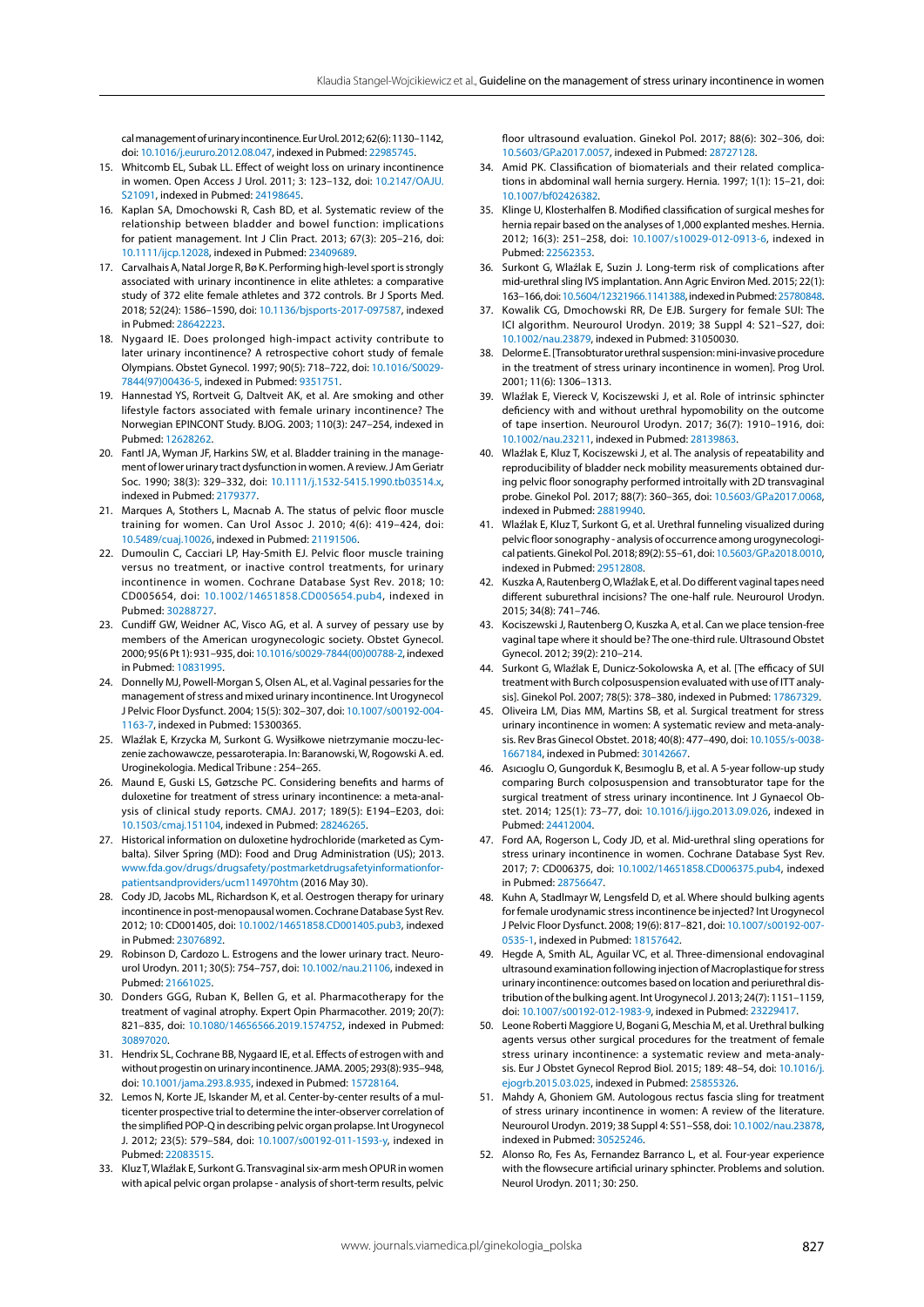cal management of urinary incontinence. Eur Urol. 2012; 62(6): 1130–1142, doi: 10.1016/j.eururo.2012.08.047, indexed in Pubmed: 22985745.

15. Whitcomb EL, Subak LL. Effect of weight loss on urinary incontinence in women. Open Access J Urol. 2011; 3: 123–132, doi: 10.2147/OAJU.S21091, indexed in Pubmed: 24198645.
16. Kaplan SA, Dmochowski R, Cash BD, et al. Systematic review of the relationship between bladder and bowel function: implications for patient management. Int J Clin Pract. 2013; 67(3): 205–216, doi: 10.1111/ijcp.12028, indexed in Pubmed: 23409689.
17. Carvalhais A, Natal Jorge R, Bø K. Performing high-level sport is strongly associated with urinary incontinence in elite athletes: a comparative study of 372 elite female athletes and 372 controls. Br J Sports Med. 2018; 52(24): 1586–1590, doi: 10.1136/bjsports-2017-097587, indexed in Pubmed: 28642223.
18. Nygaard IE. Does prolonged high-impact activity contribute to later urinary incontinence? A retrospective cohort study of female Olympians. Obstet Gynecol. 1997; 90(5): 718–722, doi: 10.1016/S0029-7844(97)00436-5, indexed in Pubmed: 9351751.
19. Hannestad YS, Rortveit G, Daltveit AK, et al. Are smoking and other lifestyle factors associated with female urinary incontinence? The Norwegian EPINCONT Study. BJOG. 2003; 110(3): 247–254, indexed in Pubmed: 12628262.
20. Fantl JA, Wyman JF, Harkins SW, et al. Bladder training in the management of lower urinary tract dysfunction in women. A review. J Am Geriatr Soc. 1990; 38(3): 329–332, doi: 10.1111/j.1532-5415.1990.tb03514.x, indexed in Pubmed: 2179377.
21. Marques A, Stothers L, Macnab A. The status of pelvic floor muscle training for women. Can Urol Assoc J. 2010; 4(6): 419–424, doi: 10.5489/cuaj.10026, indexed in Pubmed: 21191506.
22. Dumoulin C, Cacciari LP, Hay-Smith EJ. Pelvic floor muscle training versus no treatment, or inactive control treatments, for urinary incontinence in women. Cochrane Database Syst Rev. 2018; 10: CD005654, doi: 10.1002/14651858.CD005654.pub4, indexed in Pubmed: 30288727.
23. Cundiff GW, Weidner AC, Visco AG, et al. A survey of pessary use by members of the American urogynecologic society. Obstet Gynecol. 2000; 95(6 Pt 1): 931–935, doi: 10.1016/s0029-7844(00)00788-2, indexed in Pubmed: 10831995.
24. Donnelly MJ, Powell-Morgan S, Olsen AL, et al. Vaginal pessaries for the management of stress and mixed urinary incontinence. Int Urogynecol J Pelvic Floor Dysfunct. 2004; 15(5): 302–307, doi: 10.1007/s00192-004-1163-7, indexed in Pubmed: 15300365.
25. Wlaźlak E, Krzycka M, Surkont G. Wysiłkowe nietrzymanie moczu-leczenie zachowawcze, pessaroterapia. In: Baranowski, W, Rogowski A. ed. Uroginekologia. Medical Tribune : 254–265.
26. Maund E, Guski LS, Gøtzsche PC. Considering benefits and harms of duloxetine for treatment of stress urinary incontinence: a meta-analysis of clinical study reports. CMAJ. 2017; 189(5): E194–E203, doi: 10.1503/cmaj.151104, indexed in Pubmed: 28246265.
27. Historical information on duloxetine hydrochloride (marketed as Cymbalta). Silver Spring (MD): Food and Drug Administration (US); 2013. www.fda.gov/drugs/drugsafety/postmarketdrugsafetyinformationforpatientsandproviders/ucm114970htm (2016 May 30).
28. Cody JD, Jacobs ML, Richardson K, et al. Oestrogen therapy for urinary incontinence in post-menopausal women. Cochrane Database Syst Rev. 2012; 10: CD001405, doi: 10.1002/14651858.CD001405.pub3, indexed in Pubmed: 23076892.
29. Robinson D, Cardozo L. Estrogens and the lower urinary tract. Neurourol Urodyn. 2011; 30(5): 754–757, doi: 10.1002/nau.21106, indexed in Pubmed: 21661025.
30. Donders GGG, Ruban K, Bellen G, et al. Pharmacotherapy for the treatment of vaginal atrophy. Expert Opin Pharmacother. 2019; 20(7): 821–835, doi: 10.1080/14656566.2019.1574752, indexed in Pubmed: 30897020.
31. Hendrix SL, Cochrane BB, Nygaard IE, et al. Effects of estrogen with and without progestin on urinary incontinence. JAMA. 2005; 293(8): 935–948, doi: 10.1001/jama.293.8.935, indexed in Pubmed: 15728164.
32. Lemos N, Korte JE, Iskander M, et al. Center-by-center results of a multicenter prospective trial to determine the inter-observer correlation of the simplified POP-Q in describing pelvic organ prolapse. Int Urogynecol J. 2012; 23(5): 579–584, doi: 10.1007/s00192-011-1593-y, indexed in Pubmed: 22083515.
33. Kluz T, Wlaźlak E, Surkont G. Transvaginal six-arm mesh OPUR in women with apical pelvic organ prolapse - analysis of short-term results, pelvic floor ultrasound evaluation. Ginekol Pol. 2017; 88(6): 302–306, doi: 10.5603/GP.a2017.0057, indexed in Pubmed: 28727128.
34. Amid PK. Classification of biomaterials and their related complications in abdominal wall hernia surgery. Hernia. 1997; 1(1): 15–21, doi: 10.1007/bf02426382.
35. Klinge U, Klosterhalfen B. Modified classification of surgical meshes for hernia repair based on the analyses of 1,000 explanted meshes. Hernia. 2012; 16(3): 251–258, doi: 10.1007/s10029-012-0913-6, indexed in Pubmed: 22562353.
36. Surkont G, Wlaźlak E, Suzin J. Long-term risk of complications after mid-urethral sling IVS implantation. Ann Agric Environ Med. 2015; 22(1): 163–166, doi: 10.5604/12321966.1141388, indexed in Pubmed: 25780848.
37. Kowalik CG, Dmochowski RR, De EJB. Surgery for female SUI: The ICI algorithm. Neurourol Urodyn. 2019; 38 Suppl 4: S21–S27, doi: 10.1002/nau.23879, indexed in Pubmed: 31050030.
38. Delorme E. [Transobturator urethral suspension: mini-invasive procedure in the treatment of stress urinary incontinence in women]. Prog Urol. 2001; 11(6): 1306–1313.
39. Wlaźlak E, Viereck V, Kociszewski J, et al. Role of intrinsic sphincter deficiency with and without urethral hypomobility on the outcome of tape insertion. Neurourol Urodyn. 2017; 36(7): 1910–1916, doi: 10.1002/nau.23211, indexed in Pubmed: 28139863.
40. Wlaźlak E, Kluz T, Kociszewski J, et al. The analysis of repeatability and reproducibility of bladder neck mobility measurements obtained during pelvic floor sonography performed introitally with 2D transvaginal probe. Ginekol Pol. 2017; 88(7): 360–365, doi: 10.5603/GP.a2017.0068, indexed in Pubmed: 28819940.
41. Wlaźlak E, Kluz T, Surkont G, et al. Urethral funneling visualized during pelvic floor sonography - analysis of occurrence among urogynecological patients. Ginekol Pol. 2018; 89(2): 55–61, doi: 10.5603/GP.a2018.0010, indexed in Pubmed: 29512808.
42. Kuszka A, Rautenberg O, Wlaźlak E, et al. Do different vaginal tapes need different suburethral incisions? The one-half rule. Neurourol Urodyn. 2015; 34(8): 741–746.
43. Kociszewski J, Rautenberg O, Kuszka A, et al. Can we place tension-free vaginal tape where it should be? The one-third rule. Ultrasound Obstet Gynecol. 2012; 39(2): 210–214.
44. Surkont G, Wlaźlak E, Dunicz-Sokolowska A, et al. [The efficacy of SUI treatment with Burch colposuspension evaluated with use of ITT analysis]. Ginekol Pol. 2007; 78(5): 378–380, indexed in Pubmed: 17867329.
45. Oliveira LM, Dias MM, Martins SB, et al. Surgical treatment for stress urinary incontinence in women: A systematic review and meta-analysis. Rev Bras Ginecol Obstet. 2018; 40(8): 477–490, doi: 10.1055/s-0038-1667184, indexed in Pubmed: 30142667.
46. Asıcıoglu O, Gungorduk K, Besımoglu B, et al. A 5-year follow-up study comparing Burch colposuspension and transobturator tape for the surgical treatment of stress urinary incontinence. Int J Gynaecol Obstet. 2014; 125(1): 73–77, doi: 10.1016/j.ijgo.2013.09.026, indexed in Pubmed: 24412004.
47. Ford AA, Rogerson L, Cody JD, et al. Mid-urethral sling operations for stress urinary incontinence in women. Cochrane Database Syst Rev. 2017; 7: CD006375, doi: 10.1002/14651858.CD006375.pub4, indexed in Pubmed: 28756647.
48. Kuhn A, Stadlmayr W, Lengsfeld D, et al. Where should bulking agents for female urodynamic stress incontinence be injected? Int Urogynecol J Pelvic Floor Dysfunct. 2008; 19(6): 817–821, doi: 10.1007/s00192-007-0535-1, indexed in Pubmed: 18157642.
49. Hegde A, Smith AL, Aguilar VC, et al. Three-dimensional endovaginal ultrasound examination following injection of Macroplastique for stress urinary incontinence: outcomes based on location and periurethral distribution of the bulking agent. Int Urogynecol J. 2013; 24(7): 1151–1159, doi: 10.1007/s00192-012-1983-9, indexed in Pubmed: 23229417.
50. Leone Roberti Maggiore U, Bogani G, Meschia M, et al. Urethral bulking agents versus other surgical procedures for the treatment of female stress urinary incontinence: a systematic review and meta-analysis. Eur J Obstet Gynecol Reprod Biol. 2015; 189: 48–54, doi: 10.1016/j.ejogrb.2015.03.025, indexed in Pubmed: 25855326.
51. Mahdy A, Ghoniem GM. Autologous rectus fascia sling for treatment of stress urinary incontinence in women: A review of the literature. Neurourol Urodyn. 2019; 38 Suppl 4: S51–S58, doi: 10.1002/nau.23878, indexed in Pubmed: 30525246.
52. Alonso Ro, Fes As, Fernandez Barranco L, et al. Four-year experience with the flowsecure artificial urinary sphincter. Problems and solution. Neurol Urodyn. 2011; 30: 250.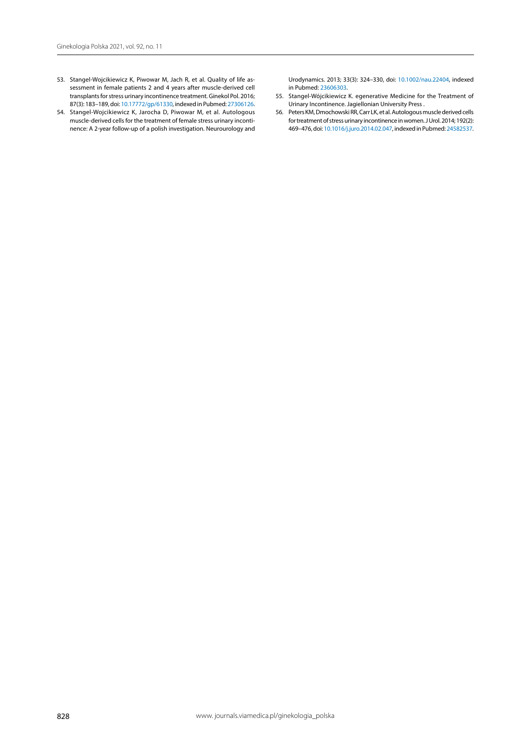53. Stangel-Wojcikiewicz K, Piwowar M, Jach R, et al. Quality of life assessment in female patients 2 and 4 years after muscle-derived cell transplants for stress urinary incontinence treatment. Ginekol Pol. 2016; 87(3): 183–189, doi: 10.17772/gp/61330, indexed in Pubmed: 27306126.
54. Stangel-Wojcikiewicz K, Jarocha D, Piwowar M, et al. Autologous muscle-derived cells for the treatment of female stress urinary incontinence: A 2-year follow-up of a polish investigation. Neurourology and Urodynamics. 2013; 33(3): 324–330, doi: 10.1002/nau.22404, indexed in Pubmed: 23606303.
55. Stangel-Wójcikiewicz K. egenerative Medicine for the Treatment of Urinary Incontinence. Jagiellonian University Press .
56. Peters KM, Dmochowski RR, Carr LK, et al. Autologous muscle derived cells for treatment of stress urinary incontinence in women. J Urol. 2014; 192(2): 469–476, doi: 10.1016/j.juro.2014.02.047, indexed in Pubmed: 24582537.